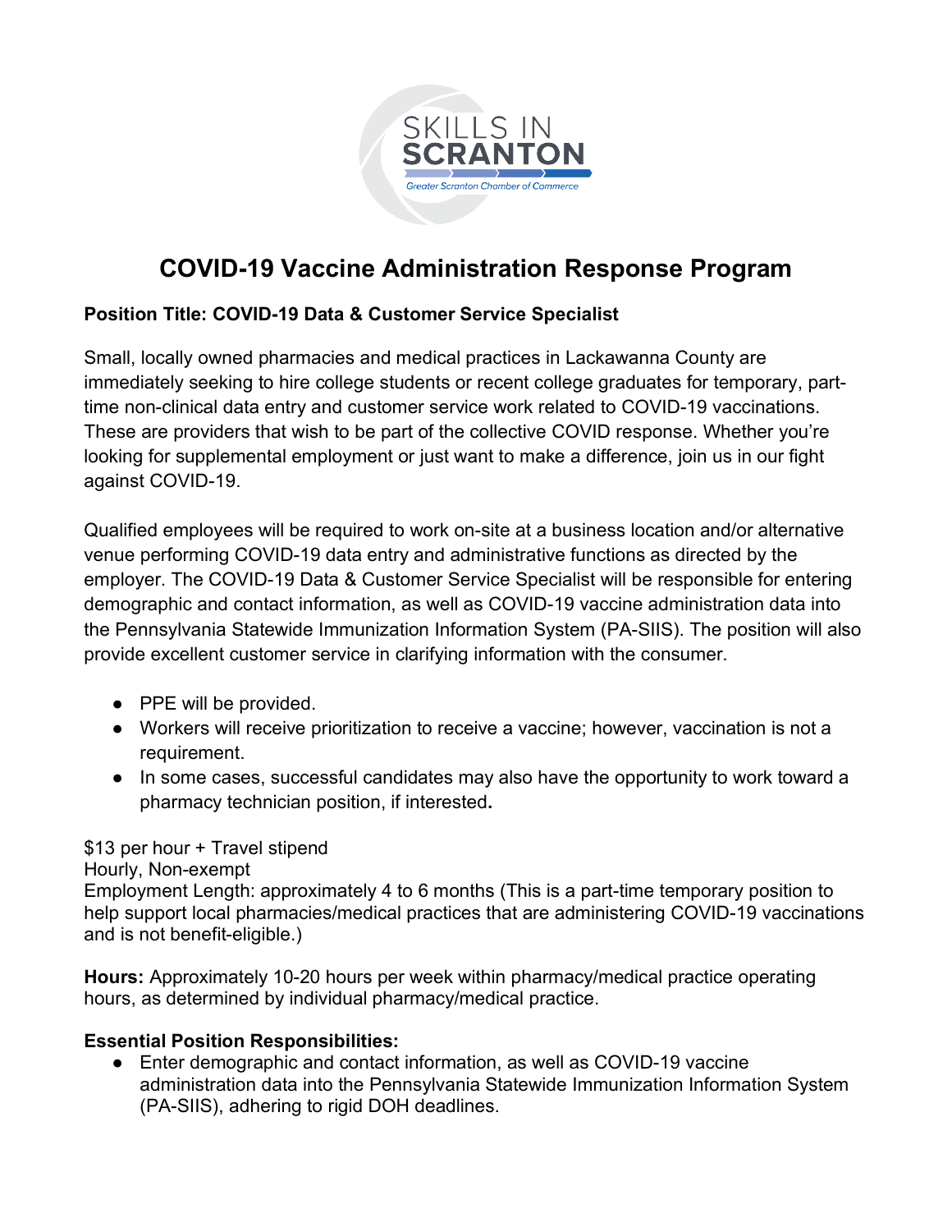SKILLS IN SCRANTON

Greater Scranton Chamber of Commerce

# COVID-19 Vaccine Administration Response Program

**Position Title: COVID-19 Data & Customer Service Specialist**

Small, locally owned pharmacies and medical practices in Lackawanna County are immediately seeking to hire college students or recent college graduates for temporary, part-time non-clinical data entry and customer service work related to COVID-19 vaccinations. These are providers that wish to be part of the collective COVID response. Whether you're looking for supplemental employment or just want to make a difference, join us in our fight against COVID-19.

Qualified employees will be required to work on-site at a business location and/or alternative venue performing COVID-19 data entry and administrative functions as directed by the employer. The COVID-19 Data & Customer Service Specialist will be responsible for entering demographic and contact information, as well as COVID-19 vaccine administration data into the Pennsylvania Statewide Immunization Information System (PA-SIIS). The position will also provide excellent customer service in clarifying information with the consumer.

- PPE will be provided.
- Workers will receive prioritization to receive a vaccine; however, vaccination is not a requirement.
- In some cases, successful candidates may also have the opportunity to work toward a pharmacy technician position, if interested**.**

$13 per hour + Travel stipend
Hourly, Non-exempt
Employment Length: approximately 4 to 6 months (This is a part-time temporary position to help support local pharmacies/medical practices that are administering COVID-19 vaccinations and is not benefit-eligible.)

**Hours:** Approximately 10-20 hours per week within pharmacy/medical practice operating hours, as determined by individual pharmacy/medical practice.

**Essential Position Responsibilities:**

- Enter demographic and contact information, as well as COVID-19 vaccine administration data into the Pennsylvania Statewide Immunization Information System (PA-SIIS), adhering to rigid DOH deadlines.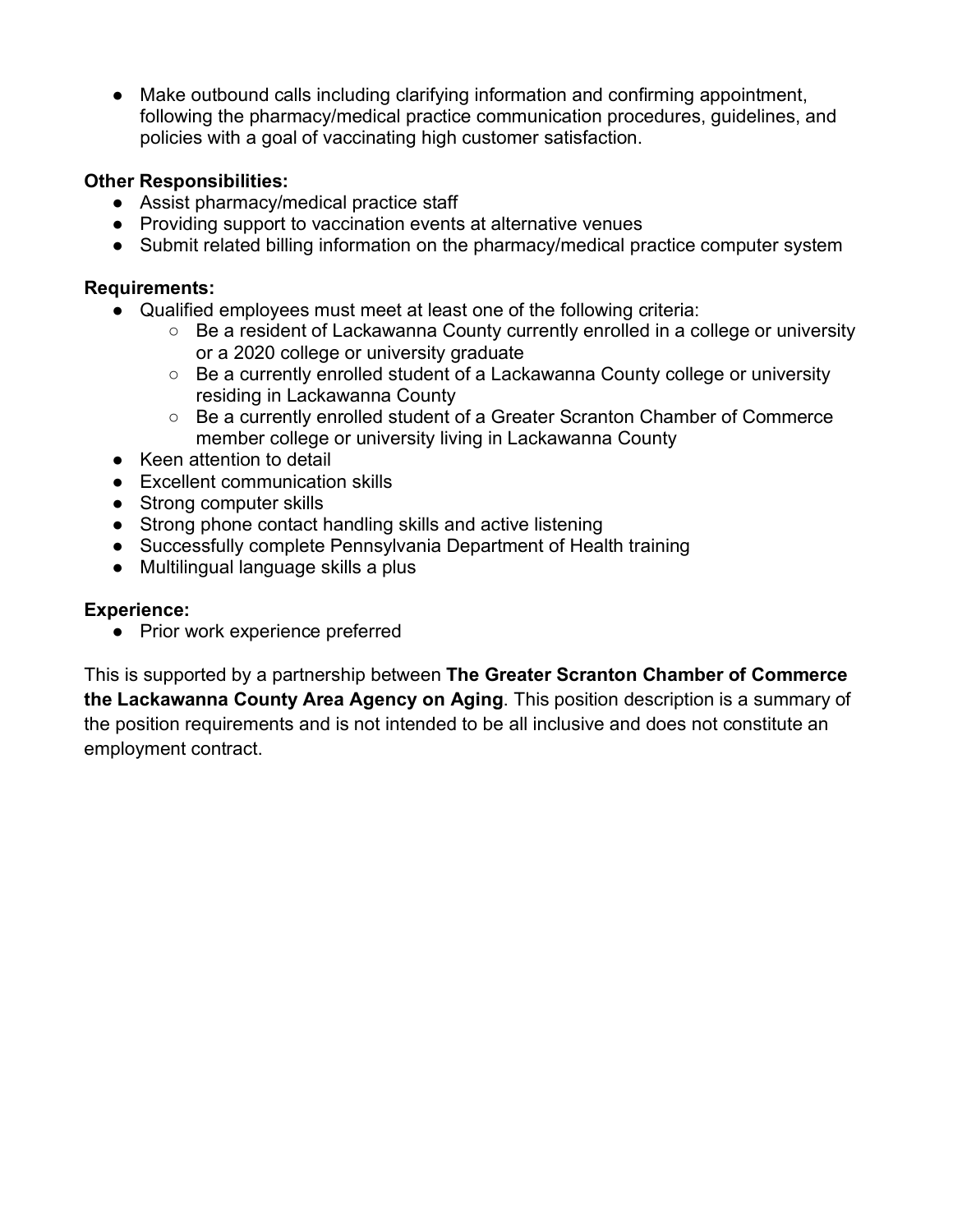- Make outbound calls including clarifying information and confirming appointment, following the pharmacy/medical practice communication procedures, guidelines, and policies with a goal of vaccinating high customer satisfaction.

**Other Responsibilities:**

- Assist pharmacy/medical practice staff
- Providing support to vaccination events at alternative venues
- Submit related billing information on the pharmacy/medical practice computer system

**Requirements:**

- Qualified employees must meet at least one of the following criteria:
  - Be a resident of Lackawanna County currently enrolled in a college or university or a 2020 college or university graduate
  - Be a currently enrolled student of a Lackawanna County college or university residing in Lackawanna County
  - Be a currently enrolled student of a Greater Scranton Chamber of Commerce member college or university living in Lackawanna County
- Keen attention to detail
- Excellent communication skills
- Strong computer skills
- Strong phone contact handling skills and active listening
- Successfully complete Pennsylvania Department of Health training
- Multilingual language skills a plus

**Experience:**

- Prior work experience preferred

This is supported by a partnership between **The Greater Scranton Chamber of Commerce the Lackawanna County Area Agency on Aging**. This position description is a summary of the position requirements and is not intended to be all inclusive and does not constitute an employment contract.